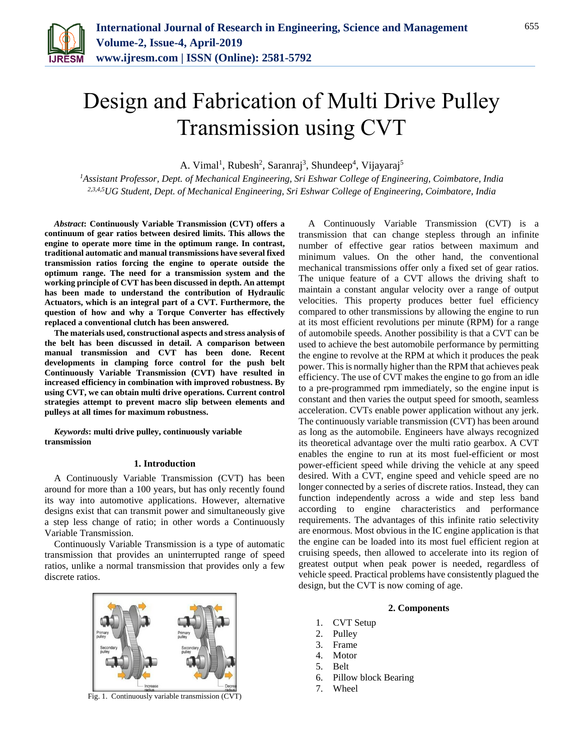# Design and Fabrication of Multi Drive Pulley Transmission using CVT

A. Vimal[1], Rubesh[2], Saranraj[3], Shundeep[4], Vijayaraj[5]

[1]*Assistant Professor, Dept. of Mechanical Engineering, Sri Eshwar College of Engineering, Coimbatore, India*
[2,3,4,5]*UG Student, Dept. of Mechanical Engineering, Sri Eshwar College of Engineering, Coimbatore, India*

***Abstract*: Continuously Variable Transmission (CVT) offers a continuum of gear ratios between desired limits. This allows the engine to operate more time in the optimum range. In contrast, traditional automatic and manual transmissions have several fixed transmission ratios forcing the engine to operate outside the optimum range. The need for a transmission system and the working principle of CVT has been discussed in depth. An attempt has been made to understand the contribution of Hydraulic Actuators, which is an integral part of a CVT. Furthermore, the question of how and why a Torque Converter has effectively replaced a conventional clutch has been answered.**

**The materials used, constructional aspects and stress analysis of the belt has been discussed in detail. A comparison between manual transmission and CVT has been done. Recent developments in clamping force control for the push belt Continuously Variable Transmission (CVT) have resulted in increased efficiency in combination with improved robustness. By using CVT, we can obtain multi drive operations. Current control strategies attempt to prevent macro slip between elements and pulleys at all times for maximum robustness.**

***Keywords*: multi drive pulley, continuously variable transmission**

## 1. Introduction

A Continuously Variable Transmission (CVT) has been around for more than a 100 years, but has only recently found its way into automotive applications. However, alternative designs exist that can transmit power and simultaneously give a step less change of ratio; in other words a Continuously Variable Transmission.

Continuously Variable Transmission is a type of automatic transmission that provides an uninterrupted range of speed ratios, unlike a normal transmission that provides only a few discrete ratios.

Fig. 1. Continuously variable transmission (CVT)

A Continuously Variable Transmission (CVT) is a transmission that can change stepless through an infinite number of effective gear ratios between maximum and minimum values. On the other hand, the conventional mechanical transmissions offer only a fixed set of gear ratios. The unique feature of a CVT allows the driving shaft to maintain a constant angular velocity over a range of output velocities. This property produces better fuel efficiency compared to other transmissions by allowing the engine to run at its most efficient revolutions per minute (RPM) for a range of automobile speeds. Another possibility is that a CVT can be used to achieve the best automobile performance by permitting the engine to revolve at the RPM at which it produces the peak power. This is normally higher than the RPM that achieves peak efficiency. The use of CVT makes the engine to go from an idle to a pre-programmed rpm immediately, so the engine input is constant and then varies the output speed for smooth, seamless acceleration. CVTs enable power application without any jerk. The continuously variable transmission (CVT) has been around as long as the automobile. Engineers have always recognized its theoretical advantage over the multi ratio gearbox. A CVT enables the engine to run at its most fuel-efficient or most power-efficient speed while driving the vehicle at any speed desired. With a CVT, engine speed and vehicle speed are no longer connected by a series of discrete ratios. Instead, they can function independently across a wide and step less band according to engine characteristics and performance requirements. The advantages of this infinite ratio selectivity are enormous. Most obvious in the IC engine application is that the engine can be loaded into its most fuel efficient region at cruising speeds, then allowed to accelerate into its region of greatest output when peak power is needed, regardless of vehicle speed. Practical problems have consistently plagued the design, but the CVT is now coming of age.

## 2. Components

1. CVT Setup
2. Pulley
3. Frame
4. Motor
5. Belt
6. Pillow block Bearing
7. Wheel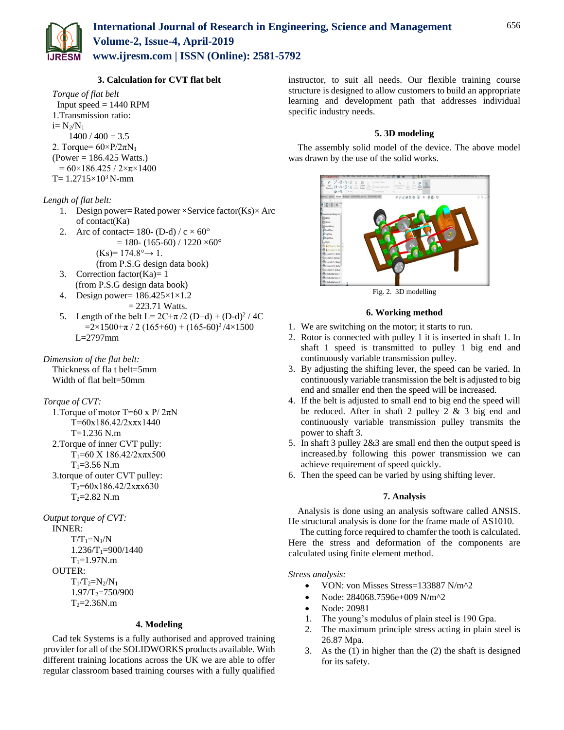### 3. Calculation for CVT flat belt

*Torque of flat belt*

Input speed = 1440 RPM

1.Transmission ratio:

$i= N_2/N_1$

1400 / 400 = 3.5

2. Torque= $60×P/2πN_1$

(Power = 186.425 Watts.)

$= 60×186.425 / 2×π×1400$

$T= 1.2715×10^3$ N-mm

*Length of flat belt:*

1. Design power= Rated power ×Service factor(Ks)× Arc of contact(Ka)
2. Arc of contact= 180- (D-d) / c × 60°
   = 180- (165-60) / 1220 ×60°
   (Ks)= 174.8°→ 1.
   (from P.S.G design data book)
3. Correction factor(Ka)= 1
   (from P.S.G design data book)
4. Design power= 186.425×1×1.2
   = 223.71 Watts.
5. Length of the belt $L= 2C+π /2 (D+d) + (D-d)^2 / 4C$
   $=2×1500+π / 2 (165+60) + (165-60)^2 /4×1500$
   L=2797mm

*Dimension of the flat belt:*

Thickness of fla t belt=5mm

Width of flat belt=50mm

*Torque of CVT:*

1.Torque of motor T=60 x P/ 2πN

T=60x186.42/2xπx1440

T=1.236 N.m

2.Torque of inner CVT pully:

$T_1$=60 X 186.42/2xπx500

$T_1$=3.56 N.m

3.torque of outer CVT pulley:

$T_2$=60x186.42/2xπx630

$T_2$=2.82 N.m

*Output torque of CVT:*

INNER:

$T/T_1=N_1/N$

$1.236/T_1=900/1440$

$T_1$=1.97N.m

OUTER:

$T_1/T_2=N_2/N_1$

$1.97/T_2=750/900$

$T_2$=2.36N.m

### 4. Modeling

Cad tek Systems is a fully authorised and approved training provider for all of the SOLIDWORKS products available. With different training locations across the UK we are able to offer regular classroom based training courses with a fully qualified instructor, to suit all needs. Our flexible training course structure is designed to allow customers to build an appropriate learning and development path that addresses individual specific industry needs.

### 5. 3D modeling

The assembly solid model of the device. The above model was drawn by the use of the solid works.

Fig. 2. 3D modelling

### 6. Working method

1. We are switching on the motor; it starts to run.
2. Rotor is connected with pulley 1 it is inserted in shaft 1. In shaft 1 speed is transmitted to pulley 1 big end and continuously variable transmission pulley.
3. By adjusting the shifting lever, the speed can be varied. In continuously variable transmission the belt is adjusted to big end and smaller end then the speed will be increased.
4. If the belt is adjusted to small end to big end the speed will be reduced. After in shaft 2 pulley 2 & 3 big end and continuously variable transmission pulley transmits the power to shaft 3.
5. In shaft 3 pulley 2&3 are small end then the output speed is increased.by following this power transmission we can achieve requirement of speed quickly.
6. Then the speed can be varied by using shifting lever.

### 7. Analysis

Analysis is done using an analysis software called ANSIS. He structural analysis is done for the frame made of AS1010.

The cutting force required to chamfer the tooth is calculated. Here the stress and deformation of the components are calculated using finite element method.

*Stress analysis:*

- VON: von Misses Stress=133887 N/m^2
- Node: 284068.7596e+009 N/m^2
- Node: 20981

1. The young's modulus of plain steel is 190 Gpa.
2. The maximum principle stress acting in plain steel is 26.87 Mpa.
3. As the (1) in higher than the (2) the shaft is designed for its safety.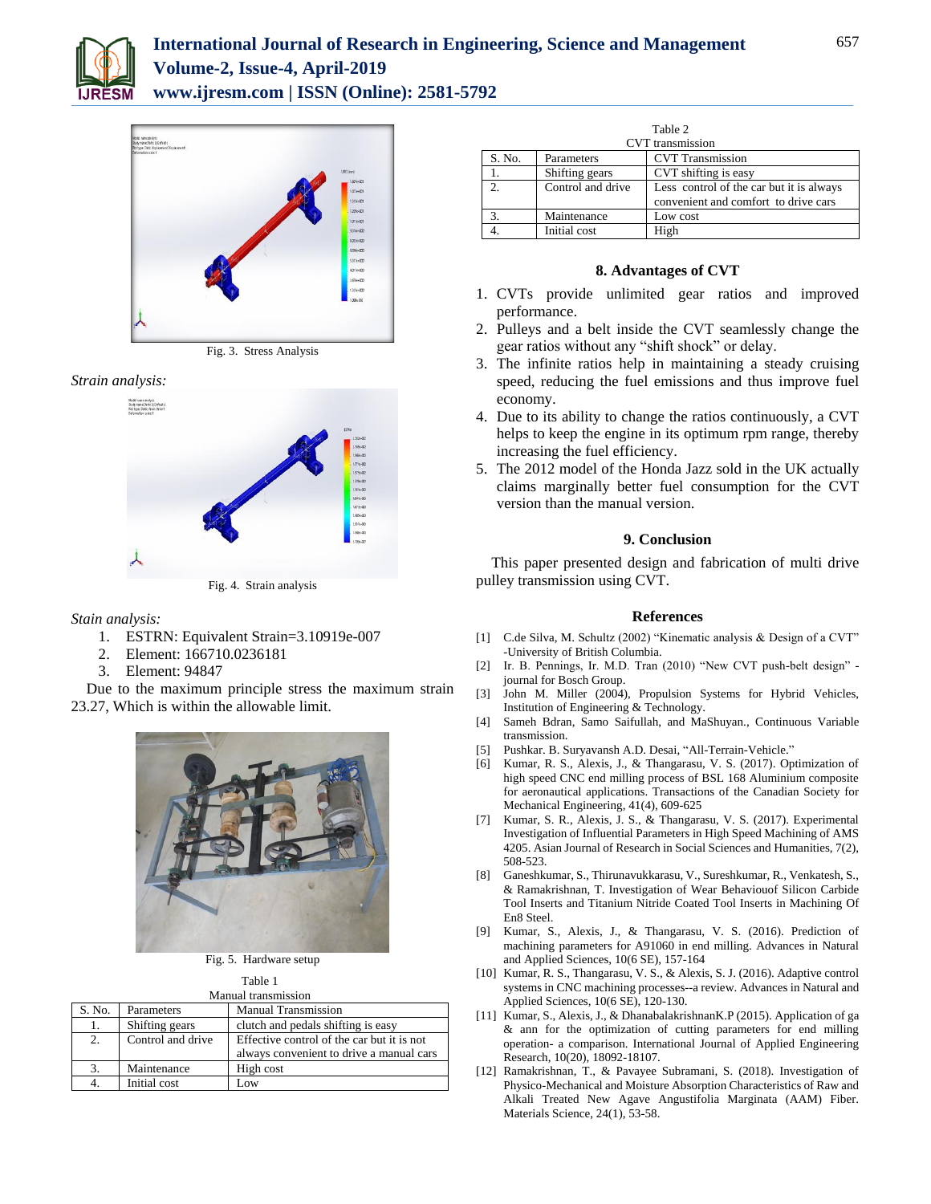Fig. 3. Stress Analysis

*Strain analysis:*

Fig. 4. Strain analysis

*Stain analysis:*

1. ESTRN: Equivalent Strain=3.10919e-007
2. Element: 166710.0236181
3. Element: 94847

Due to the maximum principle stress the maximum strain 23.27, Which is within the allowable limit.

Fig. 5. Hardware setup

Table 1
Manual transmission

| S. No. | Parameters | Manual Transmission |
|---|---|---|
| 1. | Shifting gears | clutch and pedals shifting is easy |
| 2. | Control and drive | Effective control of the car but it is not always convenient to drive a manual cars |
| 3. | Maintenance | High cost |
| 4. | Initial cost | Low |

Table 2
CVT transmission

| S. No. | Parameters | CVT Transmission |
|---|---|---|
| 1. | Shifting gears | CVT shifting is easy |
| 2. | Control and drive | Less control of the car but it is always convenient and comfort to drive cars |
| 3. | Maintenance | Low cost |
| 4. | Initial cost | High |

## 8. Advantages of CVT

1. CVTs provide unlimited gear ratios and improved performance.
2. Pulleys and a belt inside the CVT seamlessly change the gear ratios without any "shift shock" or delay.
3. The infinite ratios help in maintaining a steady cruising speed, reducing the fuel emissions and thus improve fuel economy.
4. Due to its ability to change the ratios continuously, a CVT helps to keep the engine in its optimum rpm range, thereby increasing the fuel efficiency.
5. The 2012 model of the Honda Jazz sold in the UK actually claims marginally better fuel consumption for the CVT version than the manual version.

## 9. Conclusion

This paper presented design and fabrication of multi drive pulley transmission using CVT.

## References

[1] C.de Silva, M. Schultz (2002) "Kinematic analysis & Design of a CVT" -University of British Columbia.

[2] Ir. B. Pennings, Ir. M.D. Tran (2010) "New CVT push-belt design" - journal for Bosch Group.

[3] John M. Miller (2004), Propulsion Systems for Hybrid Vehicles, Institution of Engineering & Technology.

[4] Sameh Bdran, Samo Saifullah, and MaShuyan., Continuous Variable transmission.

[5] Pushkar. B. Suryavansh A.D. Desai, "All-Terrain-Vehicle."

[6] Kumar, R. S., Alexis, J., & Thangarasu, V. S. (2017). Optimization of high speed CNC end milling process of BSL 168 Aluminium composite for aeronautical applications. Transactions of the Canadian Society for Mechanical Engineering, 41(4), 609-625

[7] Kumar, S. R., Alexis, J. S., & Thangarasu, V. S. (2017). Experimental Investigation of Influential Parameters in High Speed Machining of AMS 4205. Asian Journal of Research in Social Sciences and Humanities, 7(2), 508-523.

[8] Ganeshkumar, S., Thirunavukkarasu, V., Sureshkumar, R., Venkatesh, S., & Ramakrishnan, T. Investigation of Wear Behaviouof Silicon Carbide Tool Inserts and Titanium Nitride Coated Tool Inserts in Machining Of En8 Steel.

[9] Kumar, S., Alexis, J., & Thangarasu, V. S. (2016). Prediction of machining parameters for A91060 in end milling. Advances in Natural and Applied Sciences, 10(6 SE), 157-164

[10] Kumar, R. S., Thangarasu, V. S., & Alexis, S. J. (2016). Adaptive control systems in CNC machining processes--a review. Advances in Natural and Applied Sciences, 10(6 SE), 120-130.

[11] Kumar, S., Alexis, J., & DhanabalakrishnanK.P (2015). Application of ga & ann for the optimization of cutting parameters for end milling operation- a comparison. International Journal of Applied Engineering Research, 10(20), 18092-18107.

[12] Ramakrishnan, T., & Pavayee Subramani, S. (2018). Investigation of Physico-Mechanical and Moisture Absorption Characteristics of Raw and Alkali Treated New Agave Angustifolia Marginata (AAM) Fiber. Materials Science, 24(1), 53-58.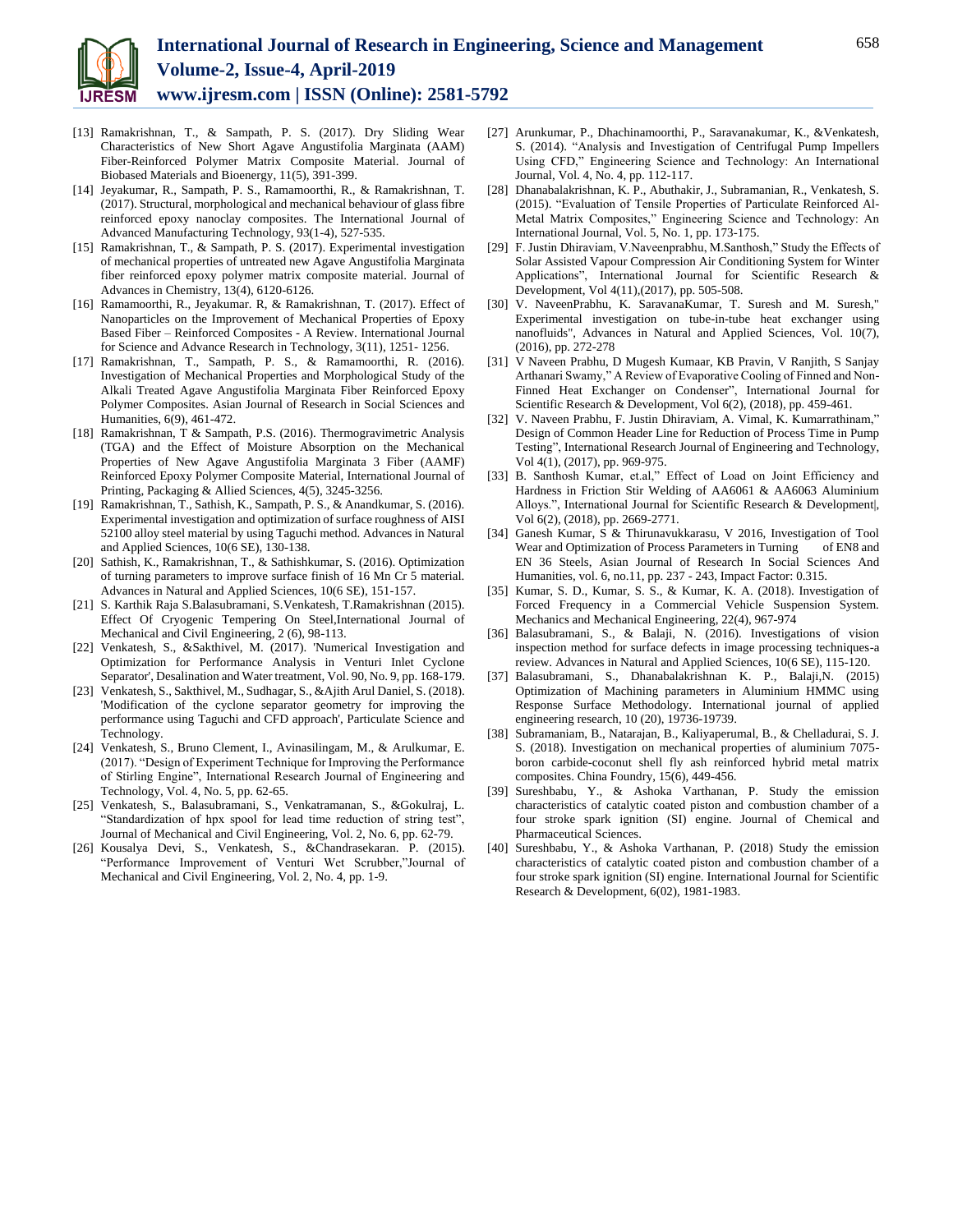[13] Ramakrishnan, T., & Sampath, P. S. (2017). Dry Sliding Wear Characteristics of New Short Agave Angustifolia Marginata (AAM) Fiber-Reinforced Polymer Matrix Composite Material. Journal of Biobased Materials and Bioenergy, 11(5), 391-399.

[14] Jeyakumar, R., Sampath, P. S., Ramamoorthi, R., & Ramakrishnan, T. (2017). Structural, morphological and mechanical behaviour of glass fibre reinforced epoxy nanoclay composites. The International Journal of Advanced Manufacturing Technology, 93(1-4), 527-535.

[15] Ramakrishnan, T., & Sampath, P. S. (2017). Experimental investigation of mechanical properties of untreated new Agave Angustifolia Marginata fiber reinforced epoxy polymer matrix composite material. Journal of Advances in Chemistry, 13(4), 6120-6126.

[16] Ramamoorthi, R., Jeyakumar. R, & Ramakrishnan, T. (2017). Effect of Nanoparticles on the Improvement of Mechanical Properties of Epoxy Based Fiber – Reinforced Composites - A Review. International Journal for Science and Advance Research in Technology, 3(11), 1251- 1256.

[17] Ramakrishnan, T., Sampath, P. S., & Ramamoorthi, R. (2016). Investigation of Mechanical Properties and Morphological Study of the Alkali Treated Agave Angustifolia Marginata Fiber Reinforced Epoxy Polymer Composites. Asian Journal of Research in Social Sciences and Humanities, 6(9), 461-472.

[18] Ramakrishnan, T & Sampath, P.S. (2016). Thermogravimetric Analysis (TGA) and the Effect of Moisture Absorption on the Mechanical Properties of New Agave Angustifolia Marginata 3 Fiber (AAMF) Reinforced Epoxy Polymer Composite Material, International Journal of Printing, Packaging & Allied Sciences, 4(5), 3245-3256.

[19] Ramakrishnan, T., Sathish, K., Sampath, P. S., & Anandkumar, S. (2016). Experimental investigation and optimization of surface roughness of AISI 52100 alloy steel material by using Taguchi method. Advances in Natural and Applied Sciences, 10(6 SE), 130-138.

[20] Sathish, K., Ramakrishnan, T., & Sathishkumar, S. (2016). Optimization of turning parameters to improve surface finish of 16 Mn Cr 5 material. Advances in Natural and Applied Sciences, 10(6 SE), 151-157.

[21] S. Karthik Raja S.Balasubramani, S.Venkatesh, T.Ramakrishnan (2015). Effect Of Cryogenic Tempering On Steel,International Journal of Mechanical and Civil Engineering, 2 (6), 98-113.

[22] Venkatesh, S., &Sakthivel, M. (2017). 'Numerical Investigation and Optimization for Performance Analysis in Venturi Inlet Cyclone Separator', Desalination and Water treatment, Vol. 90, No. 9, pp. 168-179.

[23] Venkatesh, S., Sakthivel, M., Sudhagar, S., &Ajith Arul Daniel, S. (2018). 'Modification of the cyclone separator geometry for improving the performance using Taguchi and CFD approach', Particulate Science and Technology.

[24] Venkatesh, S., Bruno Clement, I., Avinasilingam, M., & Arulkumar, E. (2017). "Design of Experiment Technique for Improving the Performance of Stirling Engine", International Research Journal of Engineering and Technology, Vol. 4, No. 5, pp. 62-65.

[25] Venkatesh, S., Balasubramani, S., Venkatramanan, S., &Gokulraj, L. "Standardization of hpx spool for lead time reduction of string test", Journal of Mechanical and Civil Engineering, Vol. 2, No. 6, pp. 62-79.

[26] Kousalya Devi, S., Venkatesh, S., &Chandrasekaran. P. (2015). "Performance Improvement of Venturi Wet Scrubber,"Journal of Mechanical and Civil Engineering, Vol. 2, No. 4, pp. 1-9.

[27] Arunkumar, P., Dhachinamoorthi, P., Saravanakumar, K., &Venkatesh, S. (2014). "Analysis and Investigation of Centrifugal Pump Impellers Using CFD," Engineering Science and Technology: An International Journal, Vol. 4, No. 4, pp. 112-117.

[28] Dhanabalakrishnan, K. P., Abuthakir, J., Subramanian, R., Venkatesh, S. (2015). "Evaluation of Tensile Properties of Particulate Reinforced Al-Metal Matrix Composites," Engineering Science and Technology: An International Journal, Vol. 5, No. 1, pp. 173-175.

[29] F. Justin Dhiraviam, V.Naveenprabhu, M.Santhosh," Study the Effects of Solar Assisted Vapour Compression Air Conditioning System for Winter Applications", International Journal for Scientific Research & Development, Vol 4(11),(2017), pp. 505-508.

[30] V. NaveenPrabhu, K. SaravanaKumar, T. Suresh and M. Suresh," Experimental investigation on tube-in-tube heat exchanger using nanofluids", Advances in Natural and Applied Sciences, Vol. 10(7), (2016), pp. 272-278

[31] V Naveen Prabhu, D Mugesh Kumaar, KB Pravin, V Ranjith, S Sanjay Arthanari Swamy," A Review of Evaporative Cooling of Finned and Non-Finned Heat Exchanger on Condenser", International Journal for Scientific Research & Development, Vol 6(2), (2018), pp. 459-461.

[32] V. Naveen Prabhu, F. Justin Dhiraviam, A. Vimal, K. Kumarrathinam," Design of Common Header Line for Reduction of Process Time in Pump Testing", International Research Journal of Engineering and Technology, Vol 4(1), (2017), pp. 969-975.

[33] B. Santhosh Kumar, et.al," Effect of Load on Joint Efficiency and Hardness in Friction Stir Welding of AA6061 & AA6063 Aluminium Alloys.", International Journal for Scientific Research & Development|, Vol 6(2), (2018), pp. 2669-2771.

[34] Ganesh Kumar, S & Thirunavukkarasu, V 2016, Investigation of Tool Wear and Optimization of Process Parameters in Turning of EN8 and EN 36 Steels, Asian Journal of Research In Social Sciences And Humanities, vol. 6, no.11, pp. 237 - 243, Impact Factor: 0.315.

[35] Kumar, S. D., Kumar, S. S., & Kumar, K. A. (2018). Investigation of Forced Frequency in a Commercial Vehicle Suspension System. Mechanics and Mechanical Engineering, 22(4), 967-974

[36] Balasubramani, S., & Balaji, N. (2016). Investigations of vision inspection method for surface defects in image processing techniques-a review. Advances in Natural and Applied Sciences, 10(6 SE), 115-120.

[37] Balasubramani, S., Dhanabalakrishnan K. P., Balaji,N. (2015) Optimization of Machining parameters in Aluminium HMMC using Response Surface Methodology. International journal of applied engineering research, 10 (20), 19736-19739.

[38] Subramaniam, B., Natarajan, B., Kaliyaperumal, B., & Chelladurai, S. J. S. (2018). Investigation on mechanical properties of aluminium 7075-boron carbide-coconut shell fly ash reinforced hybrid metal matrix composites. China Foundry, 15(6), 449-456.

[39] Sureshbabu, Y., & Ashoka Varthanan, P. Study the emission characteristics of catalytic coated piston and combustion chamber of a four stroke spark ignition (SI) engine. Journal of Chemical and Pharmaceutical Sciences.

[40] Sureshbabu, Y., & Ashoka Varthanan, P. (2018) Study the emission characteristics of catalytic coated piston and combustion chamber of a four stroke spark ignition (SI) engine. International Journal for Scientific Research & Development, 6(02), 1981-1983.